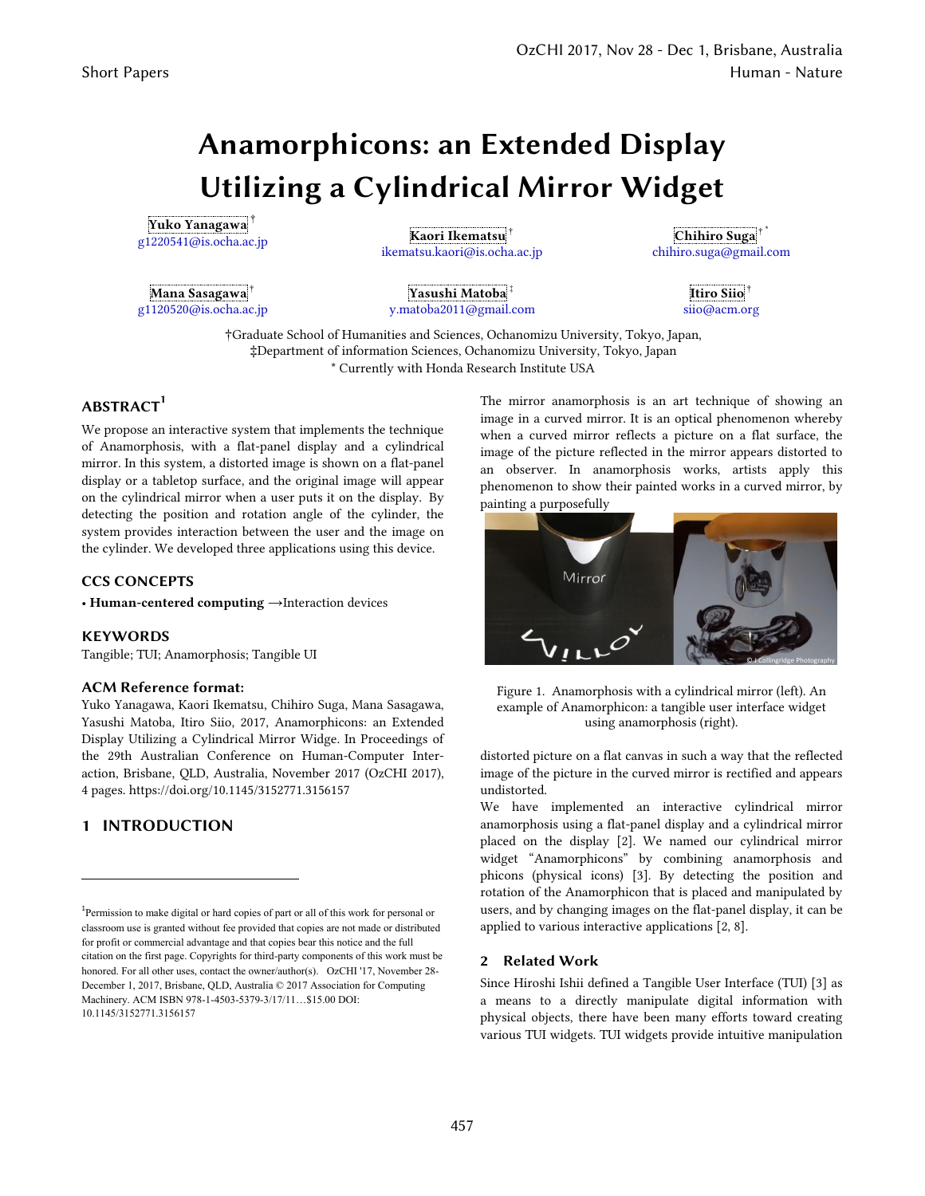# Anamorphicons: an Extended Display Utilizing a Cylindrical Mirror Widget

**Yuko Yanagawa**[†]
g1220541@is.ocha.ac.jp

**Kaori Ikematsu**[†]
ikematsu.kaori@is.ocha.ac.jp

**Chihiro Suga**[†*]
chihiro.suga@gmail.com

**Mana Sasagawa**[†]
g1120520@is.ocha.ac.jp

**Yasushi Matoba**[†]
y.matoba2011@gmail.com

**Itiro Siio**[†]
siio@acm.org

†Graduate School of Humanities and Sciences, Ochanomizu University, Tokyo, Japan,
‡Department of information Sciences, Ochanomizu University, Tokyo, Japan
* Currently with Honda Research Institute USA

## ABSTRACT[1]

We propose an interactive system that implements the technique of Anamorphosis, with a flat-panel display and a cylindrical mirror. In this system, a distorted image is shown on a flat-panel display or a tabletop surface, and the original image will appear on the cylindrical mirror when a user puts it on the display. By detecting the position and rotation angle of the cylinder, the system provides interaction between the user and the image on the cylinder. We developed three applications using this device.

### CCS CONCEPTS

• **Human-centered computing** →Interaction devices

### KEYWORDS

Tangible; TUI; Anamorphosis; Tangible UI

### ACM Reference format:

Yuko Yanagawa, Kaori Ikematsu, Chihiro Suga, Mana Sasagawa, Yasushi Matoba, Itiro Siio, 2017, Anamorphicons: an Extended Display Utilizing a Cylindrical Mirror Widge. In Proceedings of the 29th Australian Conference on Human-Computer Interaction, Brisbane, QLD, Australia, November 2017 (OzCHI 2017), 4 pages. https://doi.org/10.1145/3152771.3156157

## 1 INTRODUCTION

The mirror anamorphosis is an art technique of showing an image in a curved mirror. It is an optical phenomenon whereby when a curved mirror reflects a picture on a flat surface, the image of the picture reflected in the mirror appears distorted to an observer. In anamorphosis works, artists apply this phenomenon to show their painted works in a curved mirror, by painting a purposefully distorted picture on a flat canvas in such a way that the reflected image of the picture in the curved mirror is rectified and appears undistorted.

Figure 1. Anamorphosis with a cylindrical mirror (left). An example of Anamorphicon: a tangible user interface widget using anamorphosis (right).

We have implemented an interactive cylindrical mirror anamorphosis using a flat-panel display and a cylindrical mirror placed on the display [2]. We named our cylindrical mirror widget "Anamorphicons" by combining anamorphosis and phicons (physical icons) [3]. By detecting the position and rotation of the Anamorphicon that is placed and manipulated by users, and by changing images on the flat-panel display, it can be applied to various interactive applications [2, 8].

## 2 Related Work

Since Hiroshi Ishii defined a Tangible User Interface (TUI) [3] as a means to a directly manipulate digital information with physical objects, there have been many efforts toward creating various TUI widgets. TUI widgets provide intuitive manipulation

---

[1]Permission to make digital or hard copies of part or all of this work for personal or classroom use is granted without fee provided that copies are not made or distributed for profit or commercial advantage and that copies bear this notice and the full citation on the first page. Copyrights for third-party components of this work must be honored. For all other uses, contact the owner/author(s). OzCHI '17, November 28-December 1, 2017, Brisbane, QLD, Australia © 2017 Association for Computing Machinery. ACM ISBN 978-1-4503-5379-3/17/11…$15.00 DOI: 10.1145/3152771.3156157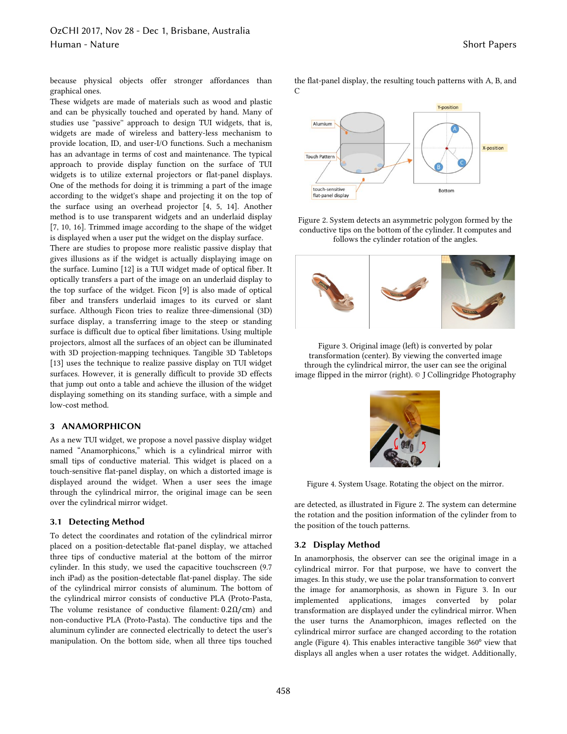because physical objects offer stronger affordances than graphical ones.

These widgets are made of materials such as wood and plastic and can be physically touched and operated by hand. Many of studies use "passive" approach to design TUI widgets, that is, widgets are made of wireless and battery-less mechanism to provide location, ID, and user-I/O functions. Such a mechanism has an advantage in terms of cost and maintenance. The typical approach to provide display function on the surface of TUI widgets is to utilize external projectors or flat-panel displays. One of the methods for doing it is trimming a part of the image according to the widget's shape and projecting it on the top of the surface using an overhead projector [4, 5, 14]. Another method is to use transparent widgets and an underlaid display [7, 10, 16]. Trimmed image according to the shape of the widget is displayed when a user put the widget on the display surface.

There are studies to propose more realistic passive display that gives illusions as if the widget is actually displaying image on the surface. Lumino [12] is a TUI widget made of optical fiber. It optically transfers a part of the image on an underlaid display to the top surface of the widget. Ficon [9] is also made of optical fiber and transfers underlaid images to its curved or slant surface. Although Ficon tries to realize three-dimensional (3D) surface display, a transferring image to the steep or standing surface is difficult due to optical fiber limitations. Using multiple projectors, almost all the surfaces of an object can be illuminated with 3D projection-mapping techniques. Tangible 3D Tabletops [13] uses the technique to realize passive display on TUI widget surfaces. However, it is generally difficult to provide 3D effects that jump out onto a table and achieve the illusion of the widget displaying something on its standing surface, with a simple and low-cost method.

## 3 ANAMORPHICON

As a new TUI widget, we propose a novel passive display widget named "Anamorphicons," which is a cylindrical mirror with small tips of conductive material. This widget is placed on a touch-sensitive flat-panel display, on which a distorted image is displayed around the widget. When a user sees the image through the cylindrical mirror, the original image can be seen over the cylindrical mirror widget.

### 3.1 Detecting Method

To detect the coordinates and rotation of the cylindrical mirror placed on a position-detectable flat-panel display, we attached three tips of conductive material at the bottom of the mirror cylinder. In this study, we used the capacitive touchscreen (9.7 inch iPad) as the position-detectable flat-panel display. The side of the cylindrical mirror consists of aluminum. The bottom of the cylindrical mirror consists of conductive PLA (Proto-Pasta, The volume resistance of conductive filament: $0.2\Omega/\text{cm}$) and non-conductive PLA (Proto-Pasta). The conductive tips and the aluminum cylinder are connected electrically to detect the user's manipulation. On the bottom side, when all three tips touched the flat-panel display, the resulting touch patterns with A, B, and C

Figure 2. System detects an asymmetric polygon formed by the conductive tips on the bottom of the cylinder. It computes and follows the cylinder rotation of the angles.

Figure 3. Original image (left) is converted by polar transformation (center). By viewing the converted image through the cylindrical mirror, the user can see the original image flipped in the mirror (right). © J Collingridge Photography

Figure 4. System Usage. Rotating the object on the mirror.

are detected, as illustrated in Figure 2. The system can determine the rotation and the position information of the cylinder from to the position of the touch patterns.

### 3.2 Display Method

In anamorphosis, the observer can see the original image in a cylindrical mirror. For that purpose, we have to convert the images. In this study, we use the polar transformation to convert the image for anamorphosis, as shown in Figure 3. In our implemented applications, images converted by polar transformation are displayed under the cylindrical mirror. When the user turns the Anamorphicon, images reflected on the cylindrical mirror surface are changed according to the rotation angle (Figure 4). This enables interactive tangible 360° view that displays all angles when a user rotates the widget. Additionally,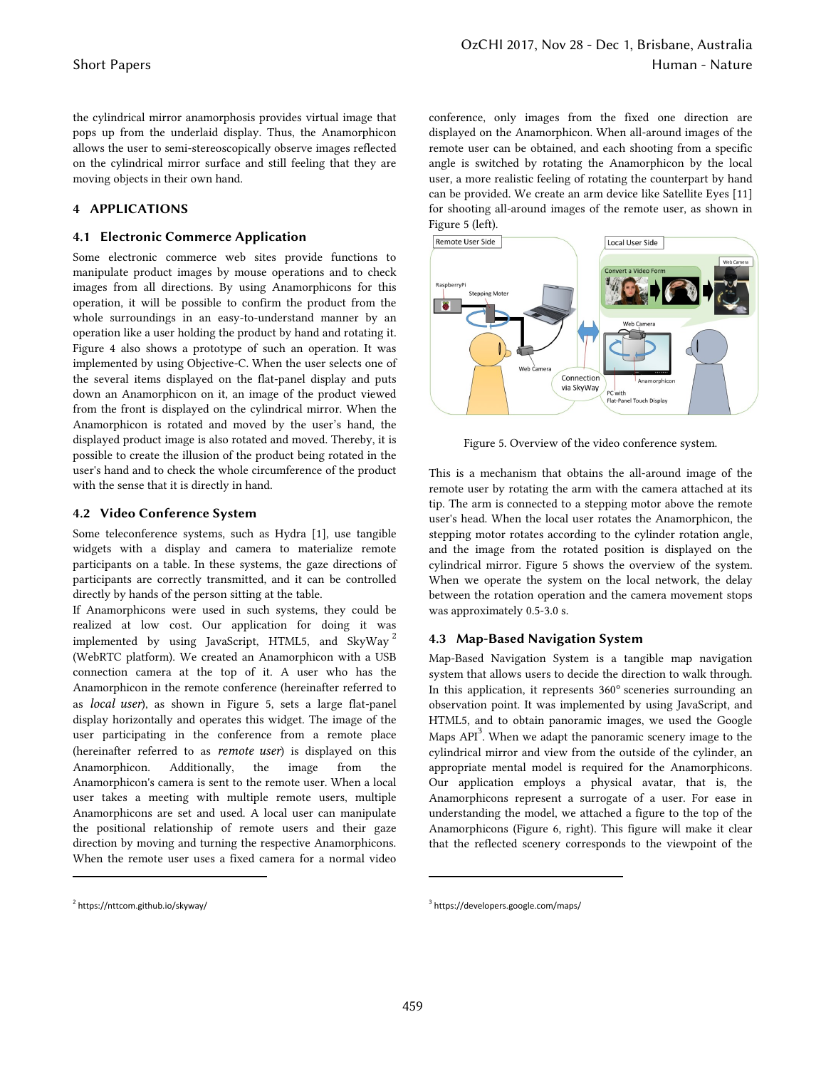the cylindrical mirror anamorphosis provides virtual image that pops up from the underlaid display. Thus, the Anamorphicon allows the user to semi-stereoscopically observe images reflected on the cylindrical mirror surface and still feeling that they are moving objects in their own hand.

## 4 APPLICATIONS

### 4.1 Electronic Commerce Application

Some electronic commerce web sites provide functions to manipulate product images by mouse operations and to check images from all directions. By using Anamorphicons for this operation, it will be possible to confirm the product from the whole surroundings in an easy-to-understand manner by an operation like a user holding the product by hand and rotating it. Figure 4 also shows a prototype of such an operation. It was implemented by using Objective-C. When the user selects one of the several items displayed on the flat-panel display and puts down an Anamorphicon on it, an image of the product viewed from the front is displayed on the cylindrical mirror. When the Anamorphicon is rotated and moved by the user's hand, the displayed product image is also rotated and moved. Thereby, it is possible to create the illusion of the product being rotated in the user's hand and to check the whole circumference of the product with the sense that it is directly in hand.

### 4.2 Video Conference System

Some teleconference systems, such as Hydra [1], use tangible widgets with a display and camera to materialize remote participants on a table. In these systems, the gaze directions of participants are correctly transmitted, and it can be controlled directly by hands of the person sitting at the table.

If Anamorphicons were used in such systems, they could be realized at low cost. Our application for doing it was implemented by using JavaScript, HTML5, and SkyWay [2] (WebRTC platform). We created an Anamorphicon with a USB connection camera at the top of it. A user who has the Anamorphicon in the remote conference (hereinafter referred to as *local user*), as shown in Figure 5, sets a large flat-panel display horizontally and operates this widget. The image of the user participating in the conference from a remote place (hereinafter referred to as *remote user*) is displayed on this Anamorphicon. Additionally, the image from the Anamorphicon's camera is sent to the remote user. When a local user takes a meeting with multiple remote users, multiple Anamorphicons are set and used. A local user can manipulate the positional relationship of remote users and their gaze direction by moving and turning the respective Anamorphicons. When the remote user uses a fixed camera for a normal video conference, only images from the fixed one direction are displayed on the Anamorphicon. When all-around images of the remote user can be obtained, and each shooting from a specific angle is switched by rotating the Anamorphicon by the local user, a more realistic feeling of rotating the counterpart by hand can be provided. We create an arm device like Satellite Eyes [11] for shooting all-around images of the remote user, as shown in Figure 5 (left).

Figure 5. Overview of the video conference system.

This is a mechanism that obtains the all-around image of the remote user by rotating the arm with the camera attached at its tip. The arm is connected to a stepping motor above the remote user's head. When the local user rotates the Anamorphicon, the stepping motor rotates according to the cylinder rotation angle, and the image from the rotated position is displayed on the cylindrical mirror. Figure 5 shows the overview of the system. When we operate the system on the local network, the delay between the rotation operation and the camera movement stops was approximately 0.5-3.0 s.

### 4.3 Map-Based Navigation System

Map-Based Navigation System is a tangible map navigation system that allows users to decide the direction to walk through. In this application, it represents 360° sceneries surrounding an observation point. It was implemented by using JavaScript, and HTML5, and to obtain panoramic images, we used the Google Maps API [3]. When we adapt the panoramic scenery image to the cylindrical mirror and view from the outside of the cylinder, an appropriate mental model is required for the Anamorphicons. Our application employs a physical avatar, that is, the Anamorphicons represent a surrogate of a user. For ease in understanding the model, we attached a figure to the top of the Anamorphicons (Figure 6, right). This figure will make it clear that the reflected scenery corresponds to the viewpoint of the

[2] https://nttcom.github.io/skyway/

[3] https://developers.google.com/maps/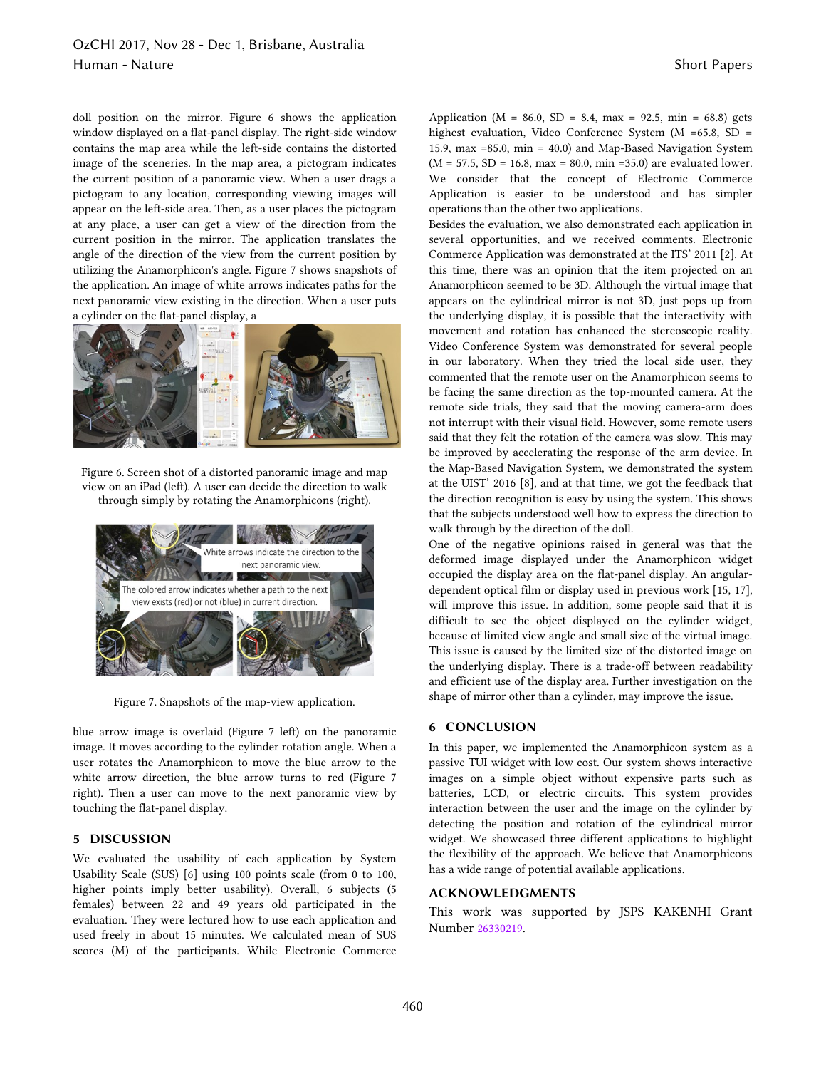doll position on the mirror. Figure 6 shows the application window displayed on a flat-panel display. The right-side window contains the map area while the left-side contains the distorted image of the sceneries. In the map area, a pictogram indicates the current position of a panoramic view. When a user drags a pictogram to any location, corresponding viewing images will appear on the left-side area. Then, as a user places the pictogram at any place, a user can get a view of the direction from the current position in the mirror. The application translates the angle of the direction of the view from the current position by utilizing the Anamorphicon's angle. Figure 7 shows snapshots of the application. An image of white arrows indicates paths for the next panoramic view existing in the direction. When a user puts a cylinder on the flat-panel display, a blue arrow image is overlaid (Figure 7 left) on the panoramic image. It moves according to the cylinder rotation angle. When a user rotates the Anamorphicon to move the blue arrow to the white arrow direction, the blue arrow turns to red (Figure 7 right). Then a user can move to the next panoramic view by touching the flat-panel display.

Figure 6. Screen shot of a distorted panoramic image and map view on an iPad (left). A user can decide the direction to walk through simply by rotating the Anamorphicons (right).

Figure 7. Snapshots of the map-view application.

## 5 DISCUSSION

We evaluated the usability of each application by System Usability Scale (SUS) [6] using 100 points scale (from 0 to 100, higher points imply better usability). Overall, 6 subjects (5 females) between 22 and 49 years old participated in the evaluation. They were lectured how to use each application and used freely in about 15 minutes. We calculated mean of SUS scores (M) of the participants. While Electronic Commerce Application (M = 86.0, SD = 8.4, max = 92.5, min = 68.8) gets highest evaluation, Video Conference System (M =65.8, SD = 15.9, max =85.0, min = 40.0) and Map-Based Navigation System (M = 57.5, SD = 16.8, max = 80.0, min =35.0) are evaluated lower. We consider that the concept of Electronic Commerce Application is easier to be understood and has simpler operations than the other two applications.

Besides the evaluation, we also demonstrated each application in several opportunities, and we received comments. Electronic Commerce Application was demonstrated at the ITS' 2011 [2]. At this time, there was an opinion that the item projected on an Anamorphicon seemed to be 3D. Although the virtual image that appears on the cylindrical mirror is not 3D, just pops up from the underlying display, it is possible that the interactivity with movement and rotation has enhanced the stereoscopic reality. Video Conference System was demonstrated for several people in our laboratory. When they tried the local side user, they commented that the remote user on the Anamorphicon seems to be facing the same direction as the top-mounted camera. At the remote side trials, they said that the moving camera-arm does not interrupt with their visual field. However, some remote users said that they felt the rotation of the camera was slow. This may be improved by accelerating the response of the arm device. In the Map-Based Navigation System, we demonstrated the system at the UIST' 2016 [8], and at that time, we got the feedback that the direction recognition is easy by using the system. This shows that the subjects understood well how to express the direction to walk through by the direction of the doll.

One of the negative opinions raised in general was that the deformed image displayed under the Anamorphicon widget occupied the display area on the flat-panel display. An angular-dependent optical film or display used in previous work [15, 17], will improve this issue. In addition, some people said that it is difficult to see the object displayed on the cylinder widget, because of limited view angle and small size of the virtual image. This issue is caused by the limited size of the distorted image on the underlying display. There is a trade-off between readability and efficient use of the display area. Further investigation on the shape of mirror other than a cylinder, may improve the issue.

## 6 CONCLUSION

In this paper, we implemented the Anamorphicon system as a passive TUI widget with low cost. Our system shows interactive images on a simple object without expensive parts such as batteries, LCD, or electric circuits. This system provides interaction between the user and the image on the cylinder by detecting the position and rotation of the cylindrical mirror widget. We showcased three different applications to highlight the flexibility of the approach. We believe that Anamorphicons has a wide range of potential available applications.

## ACKNOWLEDGMENTS

This work was supported by JSPS KAKENHI Grant Number 26330219.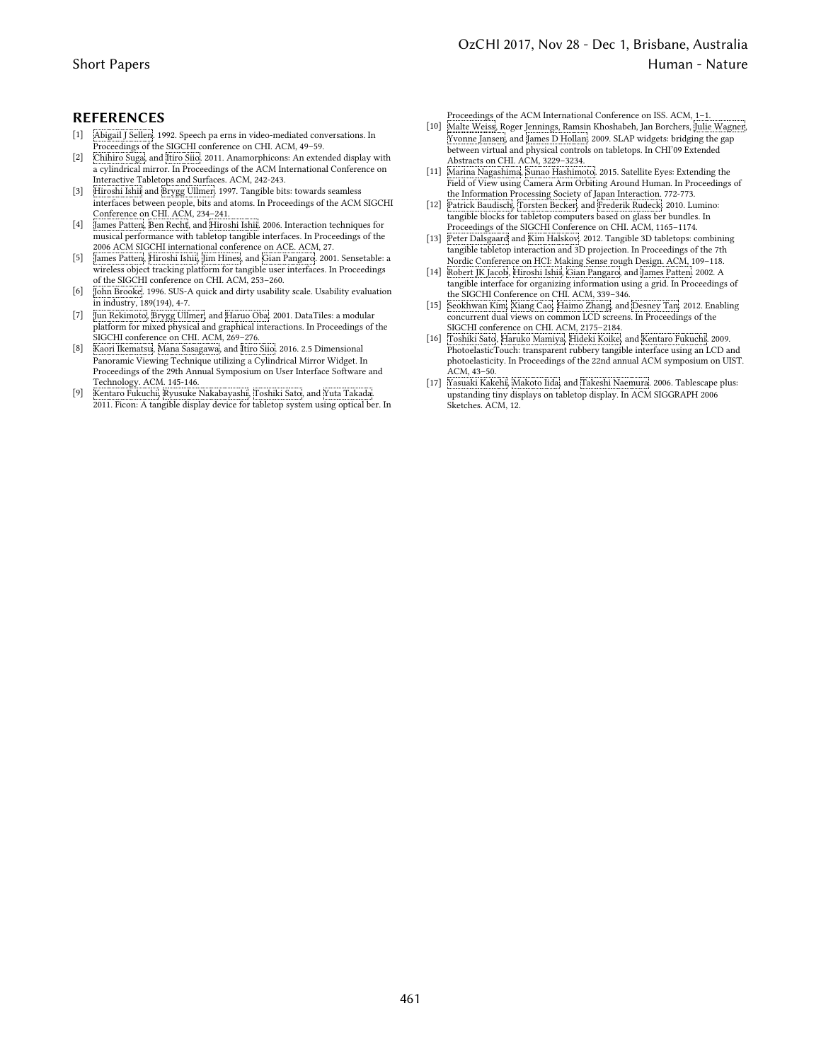## REFERENCES

[1] Abigail J Sellen. 1992. Speech pa erns in video-mediated conversations. In Proceedings of the SIGCHI conference on CHI. ACM, 49–59.

[2] Chihiro Suga, and Itiro Siio. 2011. Anamorphicons: An extended display with a cylindrical mirror. In Proceedings of the ACM International Conference on Interactive Tabletops and Surfaces. ACM, 242-243.

[3] Hiroshi Ishii and Brygg Ullmer. 1997. Tangible bits: towards seamless interfaces between people, bits and atoms. In Proceedings of the ACM SIGCHI Conference on CHI. ACM, 234–241.

[4] James Patten, Ben Recht, and Hiroshi Ishii. 2006. Interaction techniques for musical performance with tabletop tangible interfaces. In Proceedings of the 2006 ACM SIGCHI international conference on ACE. ACM, 27.

[5] James Patten, Hiroshi Ishii, Jim Hines, and Gian Pangaro. 2001. Sensetable: a wireless object tracking platform for tangible user interfaces. In Proceedings of the SIGCHI conference on CHI. ACM, 253–260.

[6] John Brooke. 1996. SUS-A quick and dirty usability scale. Usability evaluation in industry, 189(194), 4-7.

[7] Jun Rekimoto, Brygg Ullmer, and Haruo Oba. 2001. DataTiles: a modular platform for mixed physical and graphical interactions. In Proceedings of the SIGCHI conference on CHI. ACM, 269–276.

[8] Kaori Ikematsu, Mana Sasagawa, and Itiro Siio. 2016. 2.5 Dimensional Panoramic Viewing Technique utilizing a Cylindrical Mirror Widget. In Proceedings of the 29th Annual Symposium on User Interface Software and Technology. ACM. 145-146.

[9] Kentaro Fukuchi, Ryusuke Nakabayashi, Toshiki Sato, and Yuta Takada. 2011. Ficon: A tangible display device for tabletop system using optical ber. In Proceedings of the ACM International Conference on ISS. ACM, 1–1.

[10] Malte Weiss, Roger Jennings, Ramsin Khoshabeh, Jan Borchers, Julie Wagner, Yvonne Jansen, and James D Hollan. 2009. SLAP widgets: bridging the gap between virtual and physical controls on tabletops. In CHI'09 Extended Abstracts on CHI. ACM, 3229–3234.

[11] Marina Nagashima, Sunao Hashimoto. 2015. Satellite Eyes: Extending the Field of View using Camera Arm Orbiting Around Human. In Proceedings of the Information Processing Society of Japan Interaction. 772-773.

[12] Patrick Baudisch, Torsten Becker, and Frederik Rudeck. 2010. Lumino: tangible blocks for tabletop computers based on glass ber bundles. In Proceedings of the SIGCHI Conference on CHI. ACM, 1165–1174.

[13] Peter Dalsgaard and Kim Halskov. 2012. Tangible 3D tabletops: combining tangible tabletop interaction and 3D projection. In Proceedings of the 7th Nordic Conference on HCI: Making Sense rough Design. ACM, 109–118.

[14] Robert JK Jacob, Hiroshi Ishii, Gian Pangaro, and James Patten. 2002. A tangible interface for organizing information using a grid. In Proceedings of the SIGCHI Conference on CHI. ACM, 339–346.

[15] Seokhwan Kim, Xiang Cao, Haimo Zhang, and Desney Tan. 2012. Enabling concurrent dual views on common LCD screens. In Proceedings of the SIGCHI conference on CHI. ACM, 2175–2184.

[16] Toshiki Sato, Haruko Mamiya, Hideki Koike, and Kentaro Fukuchi. 2009. PhotoelasticTouch: transparent rubbery tangible interface using an LCD and photoelasticity. In Proceedings of the 22nd annual ACM symposium on UIST. ACM, 43–50.

[17] Yasuaki Kakehi, Makoto Iida, and Takeshi Naemura. 2006. Tablescape plus: upstanding tiny displays on tabletop display. In ACM SIGGRAPH 2006 Sketches. ACM, 12.